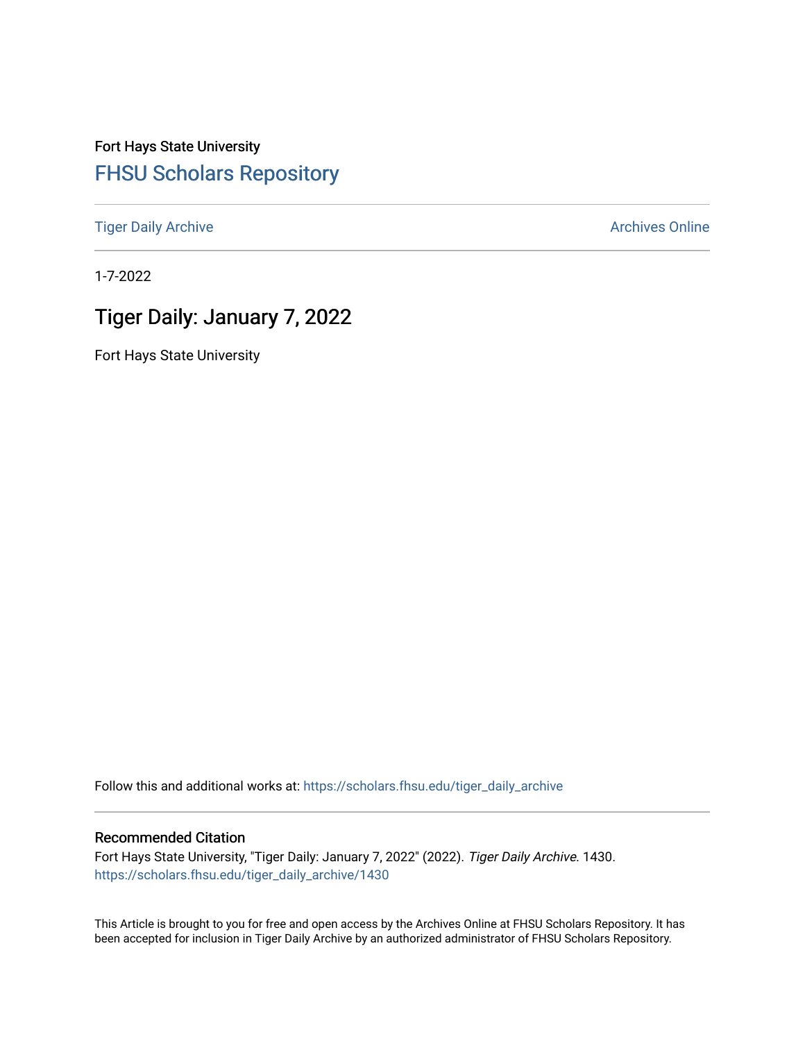Fort Hays State University

FHSU Scholars Repository

Tiger Daily Archive

Archives Online

1-7-2022

# Tiger Daily: January 7, 2022

Fort Hays State University

Follow this and additional works at: https://scholars.fhsu.edu/tiger_daily_archive

## Recommended Citation

Fort Hays State University, "Tiger Daily: January 7, 2022" (2022). *Tiger Daily Archive*. 1430.
https://scholars.fhsu.edu/tiger_daily_archive/1430

This Article is brought to you for free and open access by the Archives Online at FHSU Scholars Repository. It has been accepted for inclusion in Tiger Daily Archive by an authorized administrator of FHSU Scholars Repository.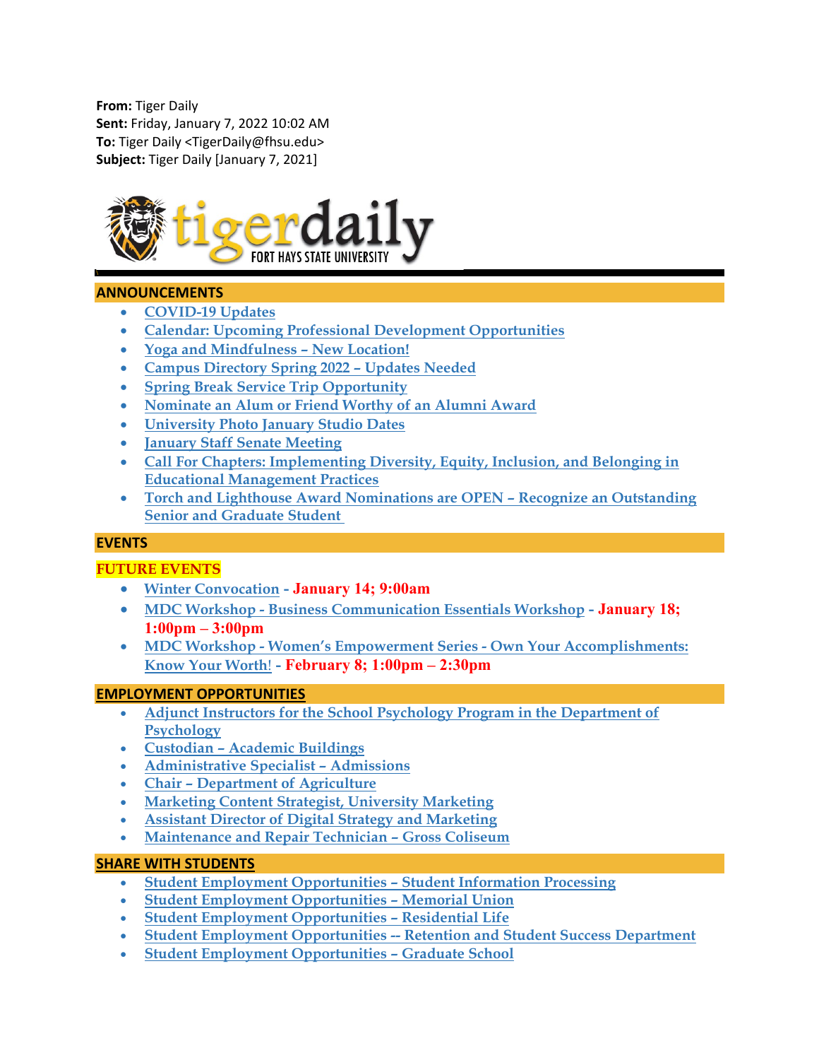**From:** Tiger Daily
**Sent:** Friday, January 7, 2022 10:02 AM
**To:** Tiger Daily <TigerDaily@fhsu.edu>
**Subject:** Tiger Daily [January 7, 2021]

tigerdaily FORT HAYS STATE UNIVERSITY

## ANNOUNCEMENTS

- COVID-19 Updates
- Calendar: Upcoming Professional Development Opportunities
- Yoga and Mindfulness – New Location!
- Campus Directory Spring 2022 – Updates Needed
- Spring Break Service Trip Opportunity
- Nominate an Alum or Friend Worthy of an Alumni Award
- University Photo January Studio Dates
- January Staff Senate Meeting
- Call For Chapters: Implementing Diversity, Equity, Inclusion, and Belonging in Educational Management Practices
- Torch and Lighthouse Award Nominations are OPEN – Recognize an Outstanding Senior and Graduate Student

## EVENTS

### FUTURE EVENTS

- Winter Convocation - **January 14; 9:00am**
- MDC Workshop - Business Communication Essentials Workshop - **January 18; 1:00pm – 3:00pm**
- MDC Workshop - Women's Empowerment Series - Own Your Accomplishments: Know Your Worth! - **February 8; 1:00pm – 2:30pm**

## EMPLOYMENT OPPORTUNITIES

- Adjunct Instructors for the School Psychology Program in the Department of Psychology
- Custodian – Academic Buildings
- Administrative Specialist – Admissions
- Chair – Department of Agriculture
- Marketing Content Strategist, University Marketing
- Assistant Director of Digital Strategy and Marketing
- Maintenance and Repair Technician – Gross Coliseum

## SHARE WITH STUDENTS

- Student Employment Opportunities – Student Information Processing
- Student Employment Opportunities – Memorial Union
- Student Employment Opportunities – Residential Life
- Student Employment Opportunities -- Retention and Student Success Department
- Student Employment Opportunities – Graduate School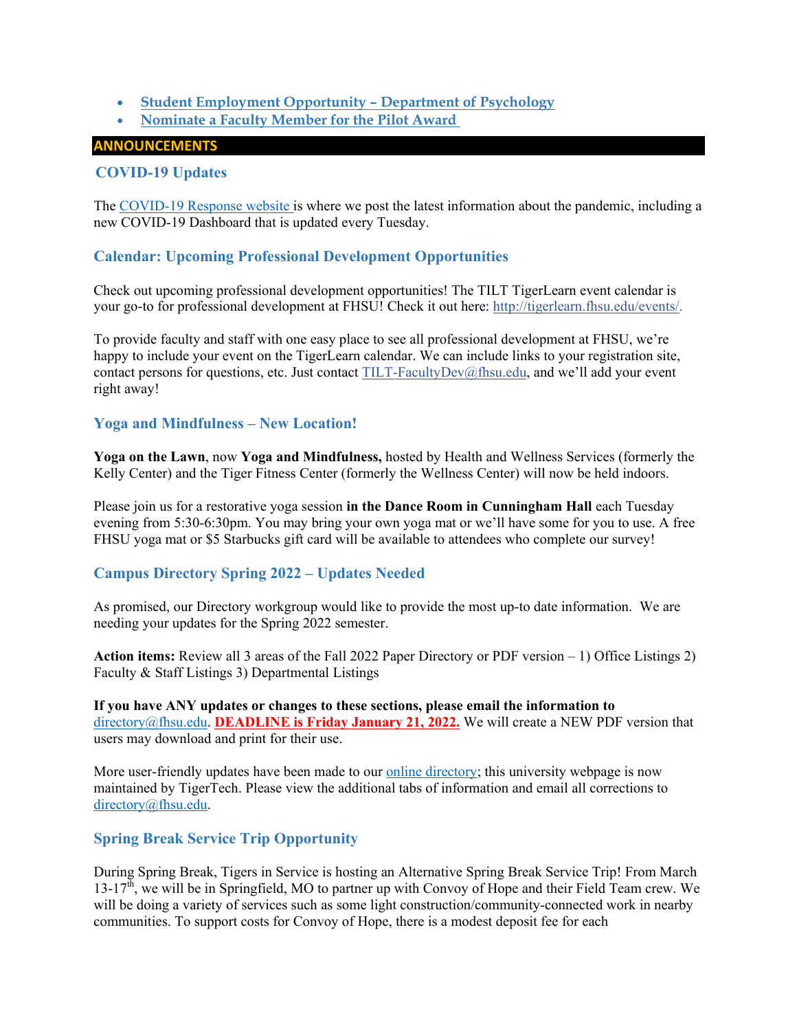- **Student Employment Opportunity – Department of Psychology**
- **Nominate a Faculty Member for the Pilot Award**

## ANNOUNCEMENTS

### COVID-19 Updates

The COVID-19 Response website is where we post the latest information about the pandemic, including a new COVID-19 Dashboard that is updated every Tuesday.

### Calendar: Upcoming Professional Development Opportunities

Check out upcoming professional development opportunities! The TILT TigerLearn event calendar is your go-to for professional development at FHSU! Check it out here: http://tigerlearn.fhsu.edu/events/.

To provide faculty and staff with one easy place to see all professional development at FHSU, we're happy to include your event on the TigerLearn calendar. We can include links to your registration site, contact persons for questions, etc. Just contact TILT-FacultyDev@fhsu.edu, and we'll add your event right away!

### Yoga and Mindfulness – New Location!

**Yoga on the Lawn**, now **Yoga and Mindfulness,** hosted by Health and Wellness Services (formerly the Kelly Center) and the Tiger Fitness Center (formerly the Wellness Center) will now be held indoors.

Please join us for a restorative yoga session **in the Dance Room in Cunningham Hall** each Tuesday evening from 5:30-6:30pm. You may bring your own yoga mat or we'll have some for you to use. A free FHSU yoga mat or $5 Starbucks gift card will be available to attendees who complete our survey!

### Campus Directory Spring 2022 – Updates Needed

As promised, our Directory workgroup would like to provide the most up-to date information. We are needing your updates for the Spring 2022 semester.

**Action items:** Review all 3 areas of the Fall 2022 Paper Directory or PDF version – 1) Office Listings 2) Faculty & Staff Listings 3) Departmental Listings

**If you have ANY updates or changes to these sections, please email the information to** directory@fhsu.edu. **DEADLINE is Friday January 21, 2022.** We will create a NEW PDF version that users may download and print for their use.

More user-friendly updates have been made to our online directory; this university webpage is now maintained by TigerTech. Please view the additional tabs of information and email all corrections to directory@fhsu.edu.

### Spring Break Service Trip Opportunity

During Spring Break, Tigers in Service is hosting an Alternative Spring Break Service Trip! From March 13-17th, we will be in Springfield, MO to partner up with Convoy of Hope and their Field Team crew. We will be doing a variety of services such as some light construction/community-connected work in nearby communities. To support costs for Convoy of Hope, there is a modest deposit fee for each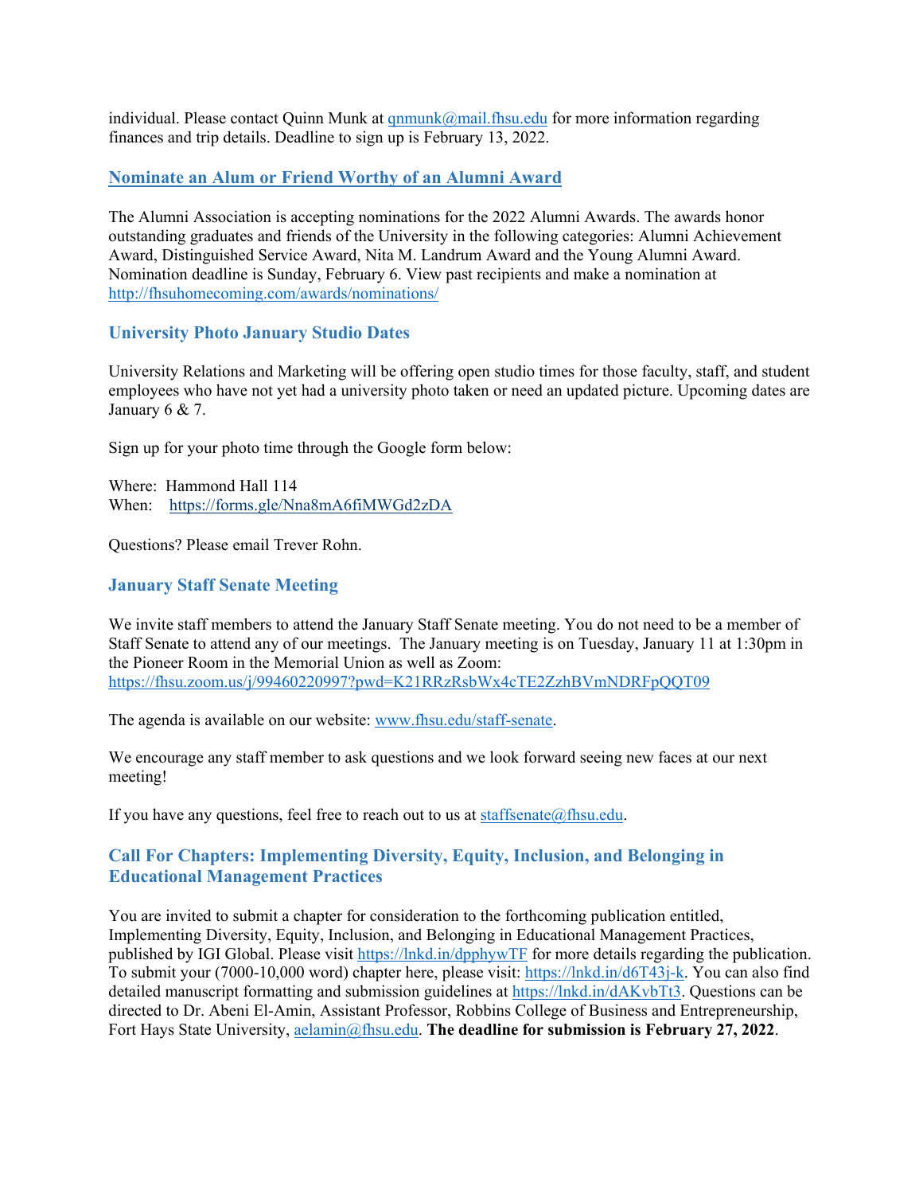individual. Please contact Quinn Munk at qnmunk@mail.fhsu.edu for more information regarding finances and trip details. Deadline to sign up is February 13, 2022.

### Nominate an Alum or Friend Worthy of an Alumni Award

The Alumni Association is accepting nominations for the 2022 Alumni Awards. The awards honor outstanding graduates and friends of the University in the following categories: Alumni Achievement Award, Distinguished Service Award, Nita M. Landrum Award and the Young Alumni Award. Nomination deadline is Sunday, February 6. View past recipients and make a nomination at http://fhsuhomecoming.com/awards/nominations/

### University Photo January Studio Dates

University Relations and Marketing will be offering open studio times for those faculty, staff, and student employees who have not yet had a university photo taken or need an updated picture. Upcoming dates are January 6 & 7.

Sign up for your photo time through the Google form below:

Where: Hammond Hall 114
When: https://forms.gle/Nna8mA6fiMWGd2zDA

Questions? Please email Trever Rohn.

### January Staff Senate Meeting

We invite staff members to attend the January Staff Senate meeting. You do not need to be a member of Staff Senate to attend any of our meetings. The January meeting is on Tuesday, January 11 at 1:30pm in the Pioneer Room in the Memorial Union as well as Zoom: https://fhsu.zoom.us/j/99460220997?pwd=K21RRzRsbWx4cTE2ZzhBVmNDRFpQQT09

The agenda is available on our website: www.fhsu.edu/staff-senate.

We encourage any staff member to ask questions and we look forward seeing new faces at our next meeting!

If you have any questions, feel free to reach out to us at staffsenate@fhsu.edu.

### Call For Chapters: Implementing Diversity, Equity, Inclusion, and Belonging in Educational Management Practices

You are invited to submit a chapter for consideration to the forthcoming publication entitled, Implementing Diversity, Equity, Inclusion, and Belonging in Educational Management Practices, published by IGI Global. Please visit https://lnkd.in/dpphywTF for more details regarding the publication. To submit your (7000-10,000 word) chapter here, please visit: https://lnkd.in/d6T43j-k. You can also find detailed manuscript formatting and submission guidelines at https://lnkd.in/dAKvbTt3. Questions can be directed to Dr. Abeni El-Amin, Assistant Professor, Robbins College of Business and Entrepreneurship, Fort Hays State University, aelamin@fhsu.edu. **The deadline for submission is February 27, 2022**.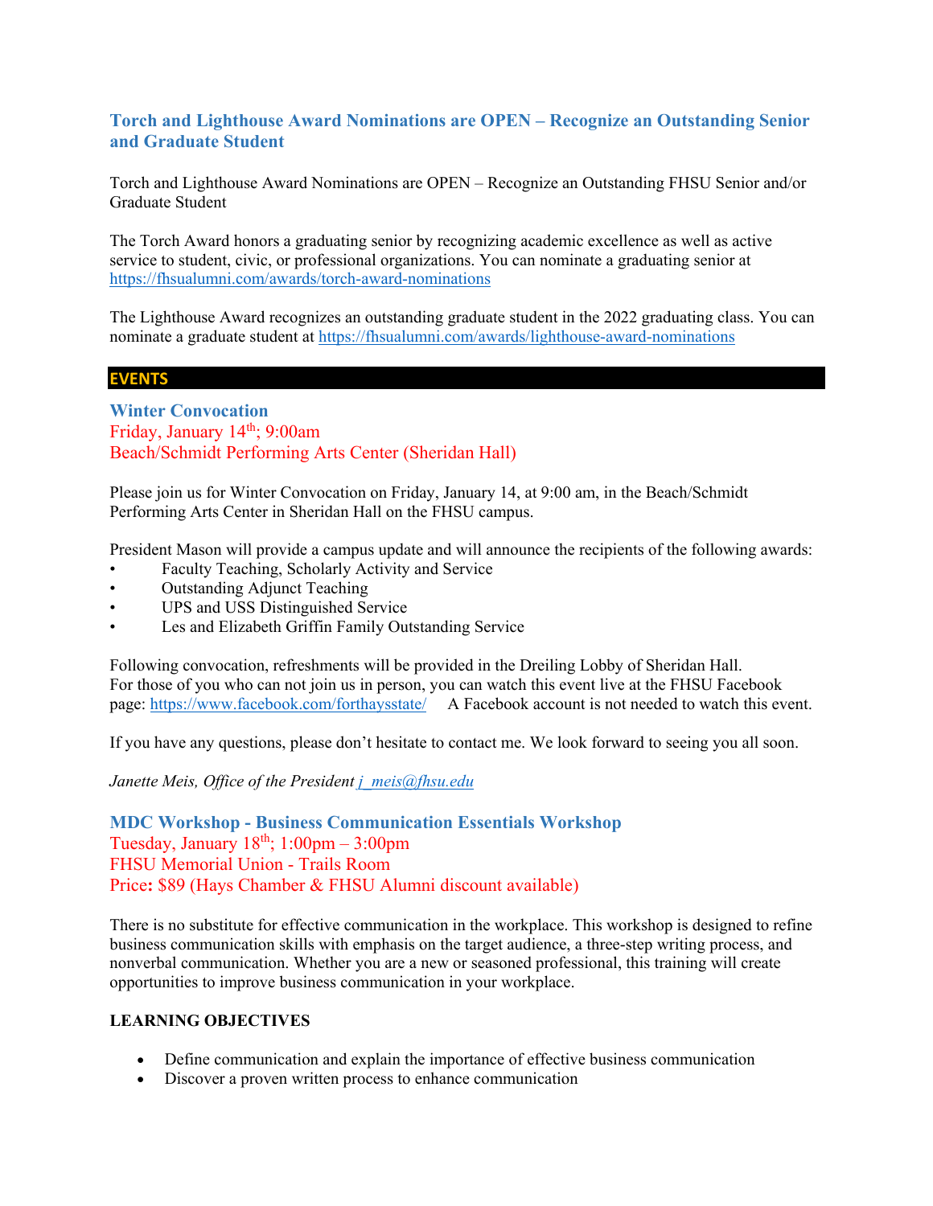### Torch and Lighthouse Award Nominations are OPEN – Recognize an Outstanding Senior and Graduate Student

Torch and Lighthouse Award Nominations are OPEN – Recognize an Outstanding FHSU Senior and/or Graduate Student

The Torch Award honors a graduating senior by recognizing academic excellence as well as active service to student, civic, or professional organizations. You can nominate a graduating senior at https://fhsualumni.com/awards/torch-award-nominations

The Lighthouse Award recognizes an outstanding graduate student in the 2022 graduating class. You can nominate a graduate student at https://fhsualumni.com/awards/lighthouse-award-nominations

## EVENTS

### Winter Convocation

Friday, January 14th; 9:00am
Beach/Schmidt Performing Arts Center (Sheridan Hall)

Please join us for Winter Convocation on Friday, January 14, at 9:00 am, in the Beach/Schmidt Performing Arts Center in Sheridan Hall on the FHSU campus.

President Mason will provide a campus update and will announce the recipients of the following awards:

- Faculty Teaching, Scholarly Activity and Service
- Outstanding Adjunct Teaching
- UPS and USS Distinguished Service
- Les and Elizabeth Griffin Family Outstanding Service

Following convocation, refreshments will be provided in the Dreiling Lobby of Sheridan Hall.
For those of you who can not join us in person, you can watch this event live at the FHSU Facebook page: https://www.facebook.com/forthaysstate/ A Facebook account is not needed to watch this event.

If you have any questions, please don't hesitate to contact me. We look forward to seeing you all soon.

*Janette Meis, Office of the President* j_meis@fhsu.edu

### MDC Workshop - Business Communication Essentials Workshop

Tuesday, January 18th; 1:00pm – 3:00pm
FHSU Memorial Union - Trails Room
Price**:** $89 (Hays Chamber & FHSU Alumni discount available)

There is no substitute for effective communication in the workplace. This workshop is designed to refine business communication skills with emphasis on the target audience, a three-step writing process, and nonverbal communication. Whether you are a new or seasoned professional, this training will create opportunities to improve business communication in your workplace.

**LEARNING OBJECTIVES**

- Define communication and explain the importance of effective business communication
- Discover a proven written process to enhance communication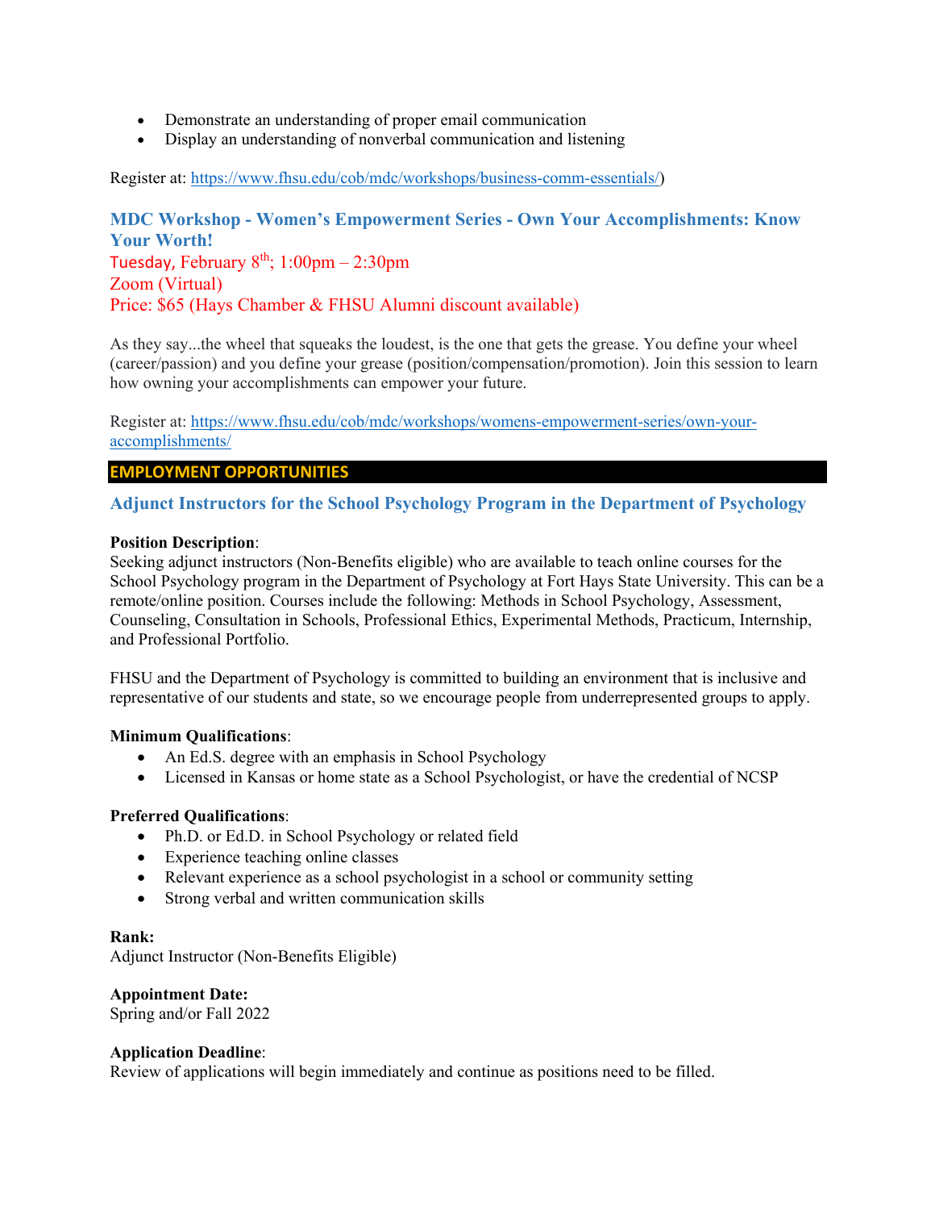- Demonstrate an understanding of proper email communication
- Display an understanding of nonverbal communication and listening

Register at: https://www.fhsu.edu/cob/mdc/workshops/business-comm-essentials/)

### MDC Workshop - Women's Empowerment Series - Own Your Accomplishments: Know Your Worth!

Tuesday, February 8th; 1:00pm – 2:30pm
Zoom (Virtual)
Price: $65 (Hays Chamber & FHSU Alumni discount available)

As they say...the wheel that squeaks the loudest, is the one that gets the grease. You define your wheel (career/passion) and you define your grease (position/compensation/promotion). Join this session to learn how owning your accomplishments can empower your future.

Register at: https://www.fhsu.edu/cob/mdc/workshops/womens-empowerment-series/own-your-accomplishments/

## EMPLOYMENT OPPORTUNITIES

### Adjunct Instructors for the School Psychology Program in the Department of Psychology

**Position Description**:
Seeking adjunct instructors (Non-Benefits eligible) who are available to teach online courses for the School Psychology program in the Department of Psychology at Fort Hays State University. This can be a remote/online position. Courses include the following: Methods in School Psychology, Assessment, Counseling, Consultation in Schools, Professional Ethics, Experimental Methods, Practicum, Internship, and Professional Portfolio.

FHSU and the Department of Psychology is committed to building an environment that is inclusive and representative of our students and state, so we encourage people from underrepresented groups to apply.

**Minimum Qualifications**:

- An Ed.S. degree with an emphasis in School Psychology
- Licensed in Kansas or home state as a School Psychologist, or have the credential of NCSP

**Preferred Qualifications**:

- Ph.D. or Ed.D. in School Psychology or related field
- Experience teaching online classes
- Relevant experience as a school psychologist in a school or community setting
- Strong verbal and written communication skills

**Rank:**
Adjunct Instructor (Non-Benefits Eligible)

**Appointment Date:**
Spring and/or Fall 2022

**Application Deadline**:
Review of applications will begin immediately and continue as positions need to be filled.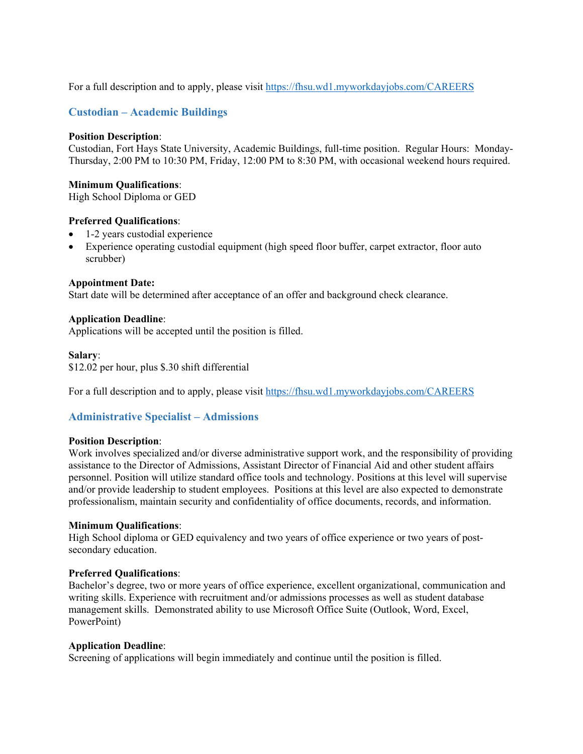For a full description and to apply, please visit https://fhsu.wd1.myworkdayjobs.com/CAREERS

## Custodian – Academic Buildings

**Position Description**:
Custodian, Fort Hays State University, Academic Buildings, full-time position. Regular Hours: Monday-Thursday, 2:00 PM to 10:30 PM, Friday, 12:00 PM to 8:30 PM, with occasional weekend hours required.

**Minimum Qualifications**:
High School Diploma or GED

**Preferred Qualifications**:

- 1-2 years custodial experience
- Experience operating custodial equipment (high speed floor buffer, carpet extractor, floor auto scrubber)

**Appointment Date:**
Start date will be determined after acceptance of an offer and background check clearance.

**Application Deadline**:
Applications will be accepted until the position is filled.

**Salary**:
$12.02 per hour, plus $.30 shift differential

For a full description and to apply, please visit https://fhsu.wd1.myworkdayjobs.com/CAREERS

## Administrative Specialist – Admissions

**Position Description**:
Work involves specialized and/or diverse administrative support work, and the responsibility of providing assistance to the Director of Admissions, Assistant Director of Financial Aid and other student affairs personnel. Position will utilize standard office tools and technology. Positions at this level will supervise and/or provide leadership to student employees. Positions at this level are also expected to demonstrate professionalism, maintain security and confidentiality of office documents, records, and information.

**Minimum Qualifications**:
High School diploma or GED equivalency and two years of office experience or two years of post-secondary education.

**Preferred Qualifications**:
Bachelor's degree, two or more years of office experience, excellent organizational, communication and writing skills. Experience with recruitment and/or admissions processes as well as student database management skills. Demonstrated ability to use Microsoft Office Suite (Outlook, Word, Excel, PowerPoint)

**Application Deadline**:
Screening of applications will begin immediately and continue until the position is filled.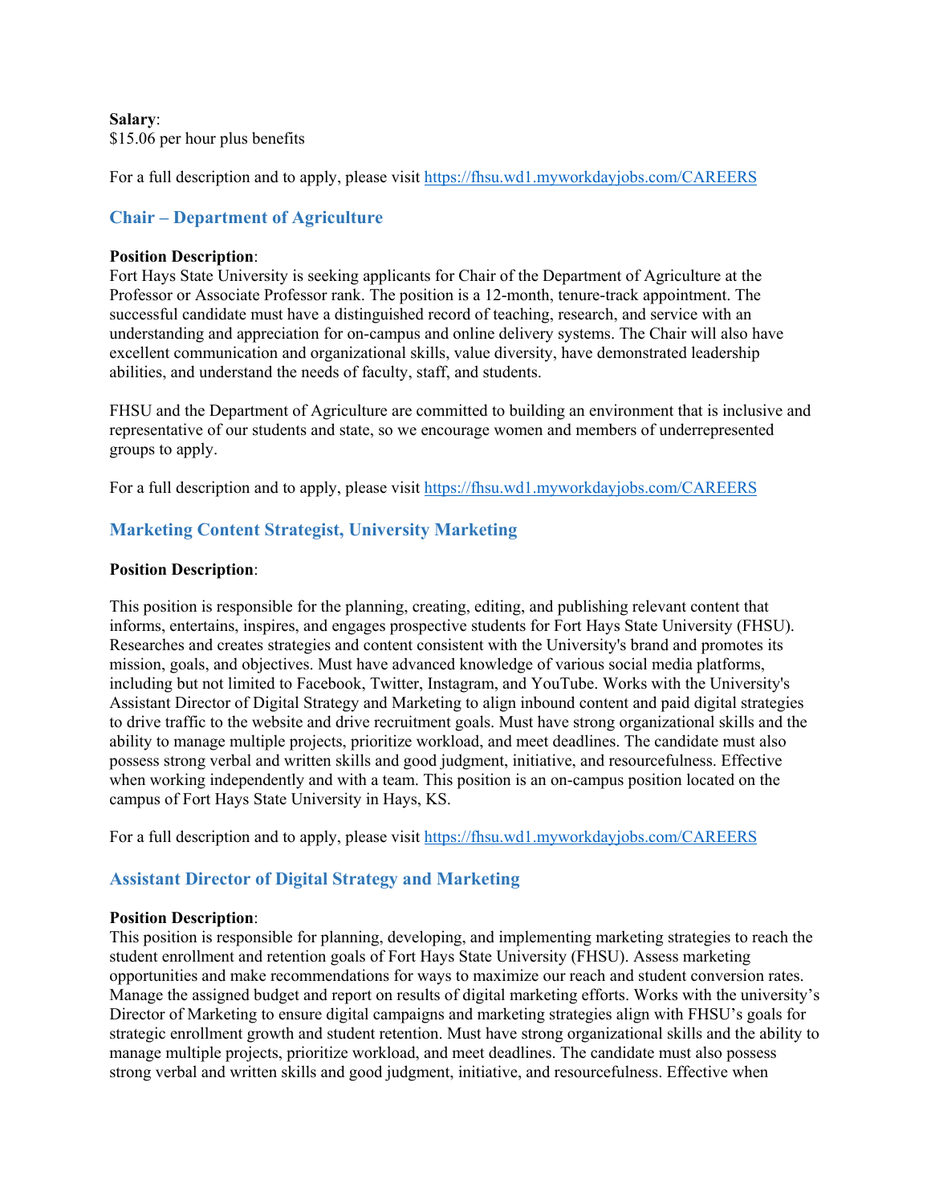**Salary**:
$15.06 per hour plus benefits

For a full description and to apply, please visit https://fhsu.wd1.myworkdayjobs.com/CAREERS

### Chair – Department of Agriculture

**Position Description**:
Fort Hays State University is seeking applicants for Chair of the Department of Agriculture at the Professor or Associate Professor rank. The position is a 12-month, tenure-track appointment. The successful candidate must have a distinguished record of teaching, research, and service with an understanding and appreciation for on-campus and online delivery systems. The Chair will also have excellent communication and organizational skills, value diversity, have demonstrated leadership abilities, and understand the needs of faculty, staff, and students.

FHSU and the Department of Agriculture are committed to building an environment that is inclusive and representative of our students and state, so we encourage women and members of underrepresented groups to apply.

For a full description and to apply, please visit https://fhsu.wd1.myworkdayjobs.com/CAREERS

### Marketing Content Strategist, University Marketing

**Position Description**:

This position is responsible for the planning, creating, editing, and publishing relevant content that informs, entertains, inspires, and engages prospective students for Fort Hays State University (FHSU). Researches and creates strategies and content consistent with the University's brand and promotes its mission, goals, and objectives. Must have advanced knowledge of various social media platforms, including but not limited to Facebook, Twitter, Instagram, and YouTube. Works with the University's Assistant Director of Digital Strategy and Marketing to align inbound content and paid digital strategies to drive traffic to the website and drive recruitment goals. Must have strong organizational skills and the ability to manage multiple projects, prioritize workload, and meet deadlines. The candidate must also possess strong verbal and written skills and good judgment, initiative, and resourcefulness. Effective when working independently and with a team. This position is an on-campus position located on the campus of Fort Hays State University in Hays, KS.

For a full description and to apply, please visit https://fhsu.wd1.myworkdayjobs.com/CAREERS

### Assistant Director of Digital Strategy and Marketing

**Position Description**:
This position is responsible for planning, developing, and implementing marketing strategies to reach the student enrollment and retention goals of Fort Hays State University (FHSU). Assess marketing opportunities and make recommendations for ways to maximize our reach and student conversion rates. Manage the assigned budget and report on results of digital marketing efforts. Works with the university's Director of Marketing to ensure digital campaigns and marketing strategies align with FHSU's goals for strategic enrollment growth and student retention. Must have strong organizational skills and the ability to manage multiple projects, prioritize workload, and meet deadlines. The candidate must also possess strong verbal and written skills and good judgment, initiative, and resourcefulness. Effective when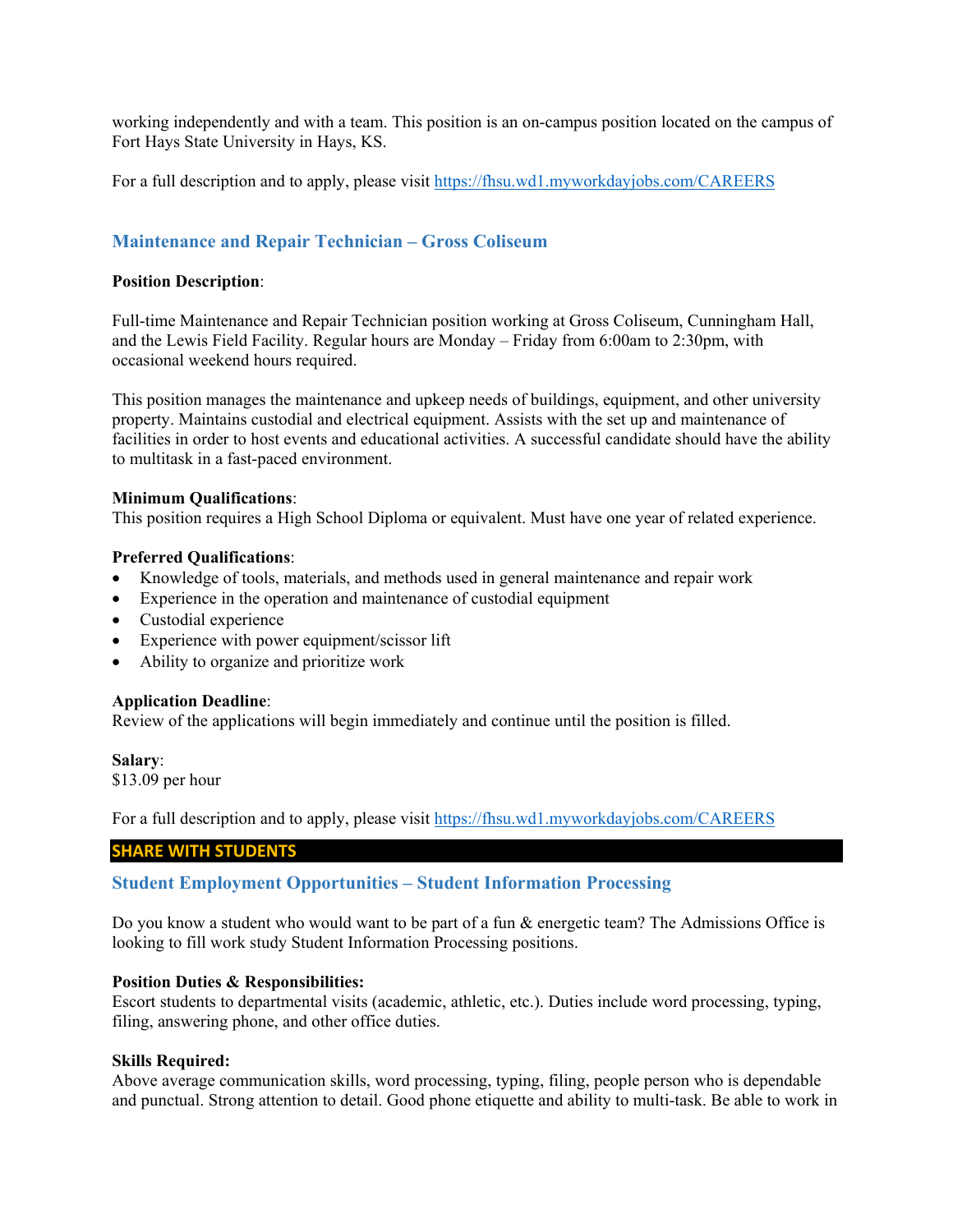working independently and with a team. This position is an on-campus position located on the campus of Fort Hays State University in Hays, KS.

For a full description and to apply, please visit https://fhsu.wd1.myworkdayjobs.com/CAREERS

### Maintenance and Repair Technician – Gross Coliseum

**Position Description**:

Full-time Maintenance and Repair Technician position working at Gross Coliseum, Cunningham Hall, and the Lewis Field Facility. Regular hours are Monday – Friday from 6:00am to 2:30pm, with occasional weekend hours required.

This position manages the maintenance and upkeep needs of buildings, equipment, and other university property. Maintains custodial and electrical equipment. Assists with the set up and maintenance of facilities in order to host events and educational activities. A successful candidate should have the ability to multitask in a fast-paced environment.

**Minimum Qualifications**:
This position requires a High School Diploma or equivalent. Must have one year of related experience.

**Preferred Qualifications**:
- Knowledge of tools, materials, and methods used in general maintenance and repair work
- Experience in the operation and maintenance of custodial equipment
- Custodial experience
- Experience with power equipment/scissor lift
- Ability to organize and prioritize work

**Application Deadline**:
Review of the applications will begin immediately and continue until the position is filled.

**Salary**:
$13.09 per hour

For a full description and to apply, please visit https://fhsu.wd1.myworkdayjobs.com/CAREERS

## SHARE WITH STUDENTS

### Student Employment Opportunities – Student Information Processing

Do you know a student who would want to be part of a fun & energetic team? The Admissions Office is looking to fill work study Student Information Processing positions.

**Position Duties & Responsibilities:**
Escort students to departmental visits (academic, athletic, etc.). Duties include word processing, typing, filing, answering phone, and other office duties.

**Skills Required:**
Above average communication skills, word processing, typing, filing, people person who is dependable and punctual. Strong attention to detail. Good phone etiquette and ability to multi-task. Be able to work in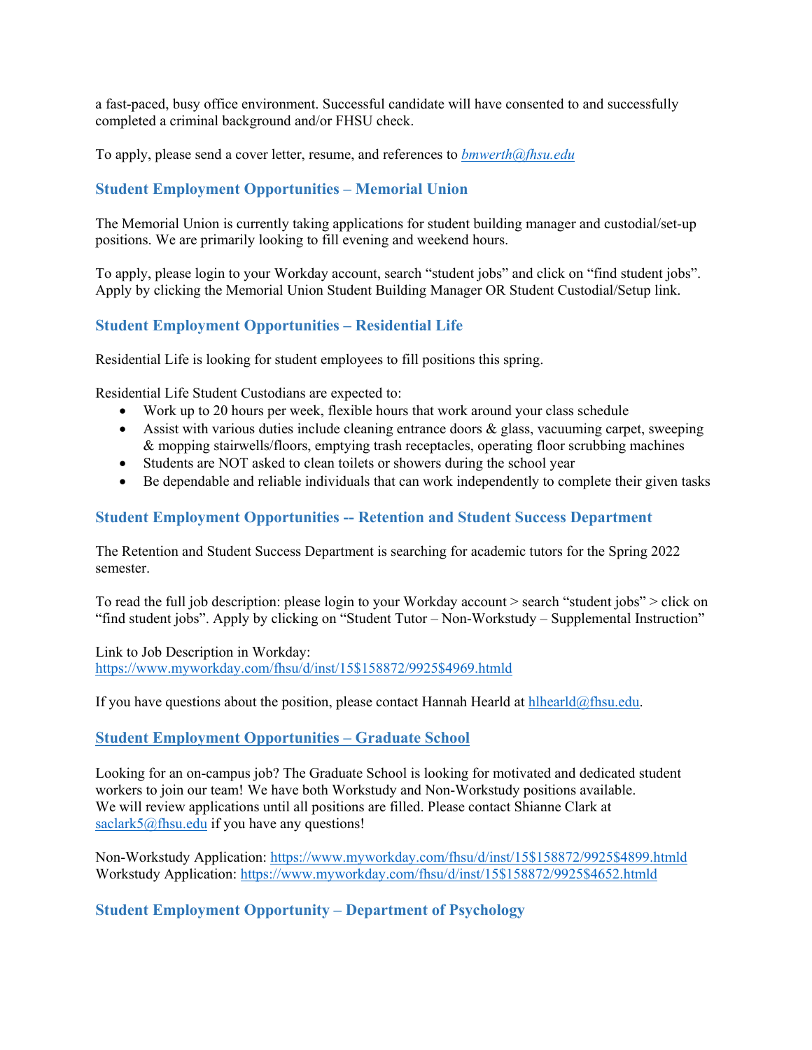a fast-paced, busy office environment. Successful candidate will have consented to and successfully completed a criminal background and/or FHSU check.

To apply, please send a cover letter, resume, and references to *bmwerth@fhsu.edu*

### Student Employment Opportunities – Memorial Union

The Memorial Union is currently taking applications for student building manager and custodial/set-up positions. We are primarily looking to fill evening and weekend hours.

To apply, please login to your Workday account, search "student jobs" and click on "find student jobs". Apply by clicking the Memorial Union Student Building Manager OR Student Custodial/Setup link.

### Student Employment Opportunities – Residential Life

Residential Life is looking for student employees to fill positions this spring.

Residential Life Student Custodians are expected to:

- Work up to 20 hours per week, flexible hours that work around your class schedule
- Assist with various duties include cleaning entrance doors & glass, vacuuming carpet, sweeping & mopping stairwells/floors, emptying trash receptacles, operating floor scrubbing machines
- Students are NOT asked to clean toilets or showers during the school year
- Be dependable and reliable individuals that can work independently to complete their given tasks

### Student Employment Opportunities -- Retention and Student Success Department

The Retention and Student Success Department is searching for academic tutors for the Spring 2022 semester.

To read the full job description: please login to your Workday account > search "student jobs" > click on "find student jobs". Apply by clicking on "Student Tutor – Non-Workstudy – Supplemental Instruction"

Link to Job Description in Workday:
https://www.myworkday.com/fhsu/d/inst/15$158872/9925$4969.htmld

If you have questions about the position, please contact Hannah Hearld at hlhearld@fhsu.edu.

### Student Employment Opportunities – Graduate School

Looking for an on-campus job? The Graduate School is looking for motivated and dedicated student workers to join our team! We have both Workstudy and Non-Workstudy positions available.
We will review applications until all positions are filled. Please contact Shianne Clark at saclark5@fhsu.edu if you have any questions!

Non-Workstudy Application: https://www.myworkday.com/fhsu/d/inst/15$158872/9925$4899.htmld
Workstudy Application: https://www.myworkday.com/fhsu/d/inst/15$158872/9925$4652.htmld

### Student Employment Opportunity – Department of Psychology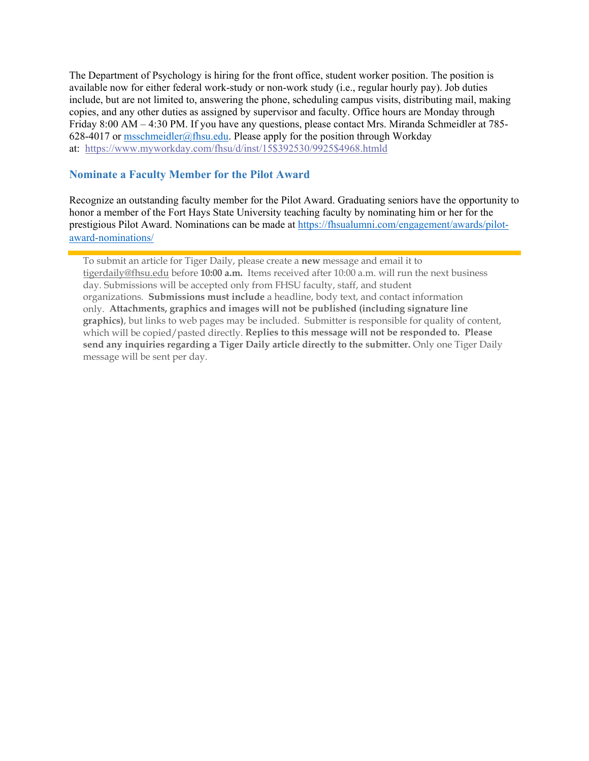The Department of Psychology is hiring for the front office, student worker position. The position is available now for either federal work-study or non-work study (i.e., regular hourly pay). Job duties include, but are not limited to, answering the phone, scheduling campus visits, distributing mail, making copies, and any other duties as assigned by supervisor and faculty. Office hours are Monday through Friday 8:00 AM – 4:30 PM. If you have any questions, please contact Mrs. Miranda Schmeidler at 785-628-4017 or msschmeidler@fhsu.edu. Please apply for the position through Workday at: https://www.myworkday.com/fhsu/d/inst/15$392530/9925$4968.htmld

### Nominate a Faculty Member for the Pilot Award

Recognize an outstanding faculty member for the Pilot Award. Graduating seniors have the opportunity to honor a member of the Fort Hays State University teaching faculty by nominating him or her for the prestigious Pilot Award. Nominations can be made at https://fhsualumni.com/engagement/awards/pilot-award-nominations/

---

To submit an article for Tiger Daily, please create a **new** message and email it to tigerdaily@fhsu.edu before **10:00 a.m.** Items received after 10:00 a.m. will run the next business day. Submissions will be accepted only from FHSU faculty, staff, and student organizations. **Submissions must include** a headline, body text, and contact information only. **Attachments, graphics and images will not be published (including signature line graphics)**, but links to web pages may be included. Submitter is responsible for quality of content, which will be copied/pasted directly. **Replies to this message will not be responded to. Please send any inquiries regarding a Tiger Daily article directly to the submitter.** Only one Tiger Daily message will be sent per day.